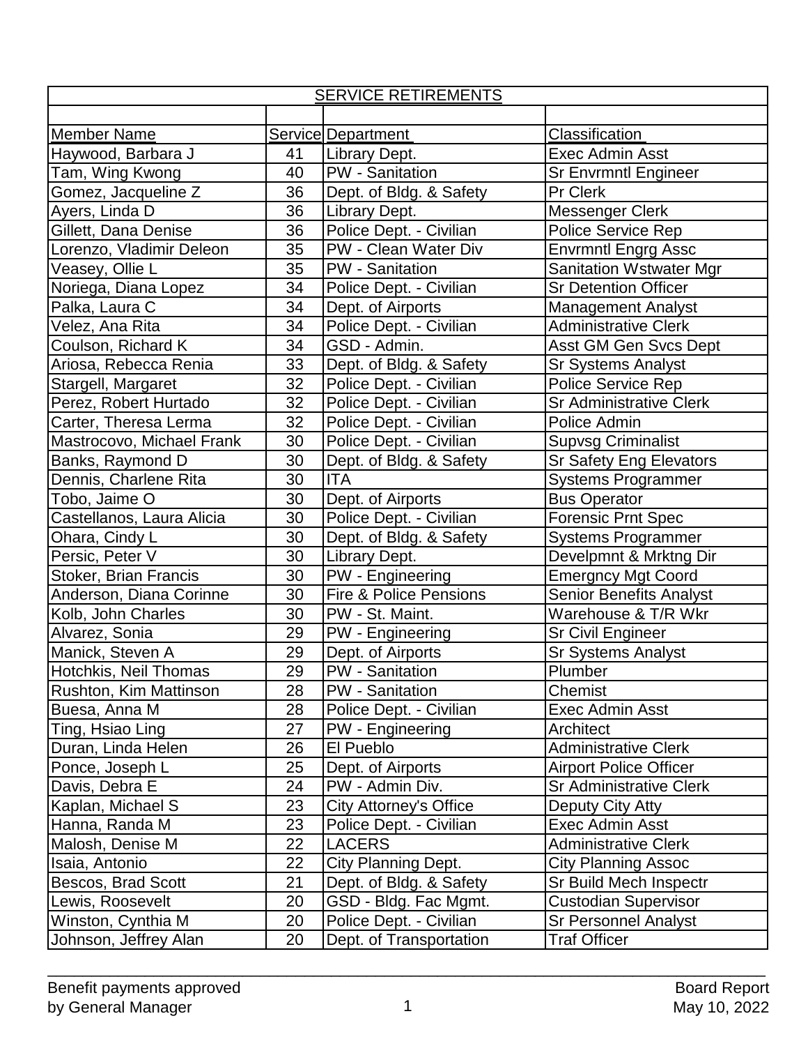## SERVICE RETIREMENTS

| Member Name | Service | Department | Classification |
|---|---|---|---|
| Haywood, Barbara J | 41 | Library Dept. | Exec Admin Asst |
| Tam, Wing Kwong | 40 | PW - Sanitation | Sr Envrmntl Engineer |
| Gomez, Jacqueline Z | 36 | Dept. of Bldg. & Safety | Pr Clerk |
| Ayers, Linda D | 36 | Library Dept. | Messenger Clerk |
| Gillett, Dana Denise | 36 | Police Dept. - Civilian | Police Service Rep |
| Lorenzo, Vladimir Deleon | 35 | PW - Clean Water Div | Envrmntl Engrg Assc |
| Veasey, Ollie L | 35 | PW - Sanitation | Sanitation Wstwater Mgr |
| Noriega, Diana Lopez | 34 | Police Dept. - Civilian | Sr Detention Officer |
| Palka, Laura C | 34 | Dept. of Airports | Management Analyst |
| Velez, Ana Rita | 34 | Police Dept. - Civilian | Administrative Clerk |
| Coulson, Richard K | 34 | GSD - Admin. | Asst GM Gen Svcs Dept |
| Ariosa, Rebecca Renia | 33 | Dept. of Bldg. & Safety | Sr Systems Analyst |
| Stargell, Margaret | 32 | Police Dept. - Civilian | Police Service Rep |
| Perez, Robert Hurtado | 32 | Police Dept. - Civilian | Sr Administrative Clerk |
| Carter, Theresa Lerma | 32 | Police Dept. - Civilian | Police Admin |
| Mastrocovo, Michael Frank | 30 | Police Dept. - Civilian | Supvsg Criminalist |
| Banks, Raymond D | 30 | Dept. of Bldg. & Safety | Sr Safety Eng Elevators |
| Dennis, Charlene Rita | 30 | ITA | Systems Programmer |
| Tobo, Jaime O | 30 | Dept. of Airports | Bus Operator |
| Castellanos, Laura Alicia | 30 | Police Dept. - Civilian | Forensic Prnt Spec |
| Ohara, Cindy L | 30 | Dept. of Bldg. & Safety | Systems Programmer |
| Persic, Peter V | 30 | Library Dept. | Develpmnt & Mrktng Dir |
| Stoker, Brian Francis | 30 | PW - Engineering | Emergncy Mgt Coord |
| Anderson, Diana Corinne | 30 | Fire & Police Pensions | Senior Benefits Analyst |
| Kolb, John Charles | 30 | PW - St. Maint. | Warehouse & T/R Wkr |
| Alvarez, Sonia | 29 | PW - Engineering | Sr Civil Engineer |
| Manick, Steven A | 29 | Dept. of Airports | Sr Systems Analyst |
| Hotchkis, Neil Thomas | 29 | PW - Sanitation | Plumber |
| Rushton, Kim Mattinson | 28 | PW - Sanitation | Chemist |
| Buesa, Anna M | 28 | Police Dept. - Civilian | Exec Admin Asst |
| Ting, Hsiao Ling | 27 | PW - Engineering | Architect |
| Duran, Linda Helen | 26 | El Pueblo | Administrative Clerk |
| Ponce, Joseph L | 25 | Dept. of Airports | Airport Police Officer |
| Davis, Debra E | 24 | PW - Admin Div. | Sr Administrative Clerk |
| Kaplan, Michael S | 23 | City Attorney's Office | Deputy City Atty |
| Hanna, Randa M | 23 | Police Dept. - Civilian | Exec Admin Asst |
| Malosh, Denise M | 22 | LACERS | Administrative Clerk |
| Isaia, Antonio | 22 | City Planning Dept. | City Planning Assoc |
| Bescos, Brad Scott | 21 | Dept. of Bldg. & Safety | Sr Build Mech Inspectr |
| Lewis, Roosevelt | 20 | GSD - Bldg. Fac Mgmt. | Custodian Supervisor |
| Winston, Cynthia M | 20 | Police Dept. - Civilian | Sr Personnel Analyst |
| Johnson, Jeffrey Alan | 20 | Dept. of Transportation | Traf Officer |

Benefit payments approved by General Manager

Board Report May 10, 2022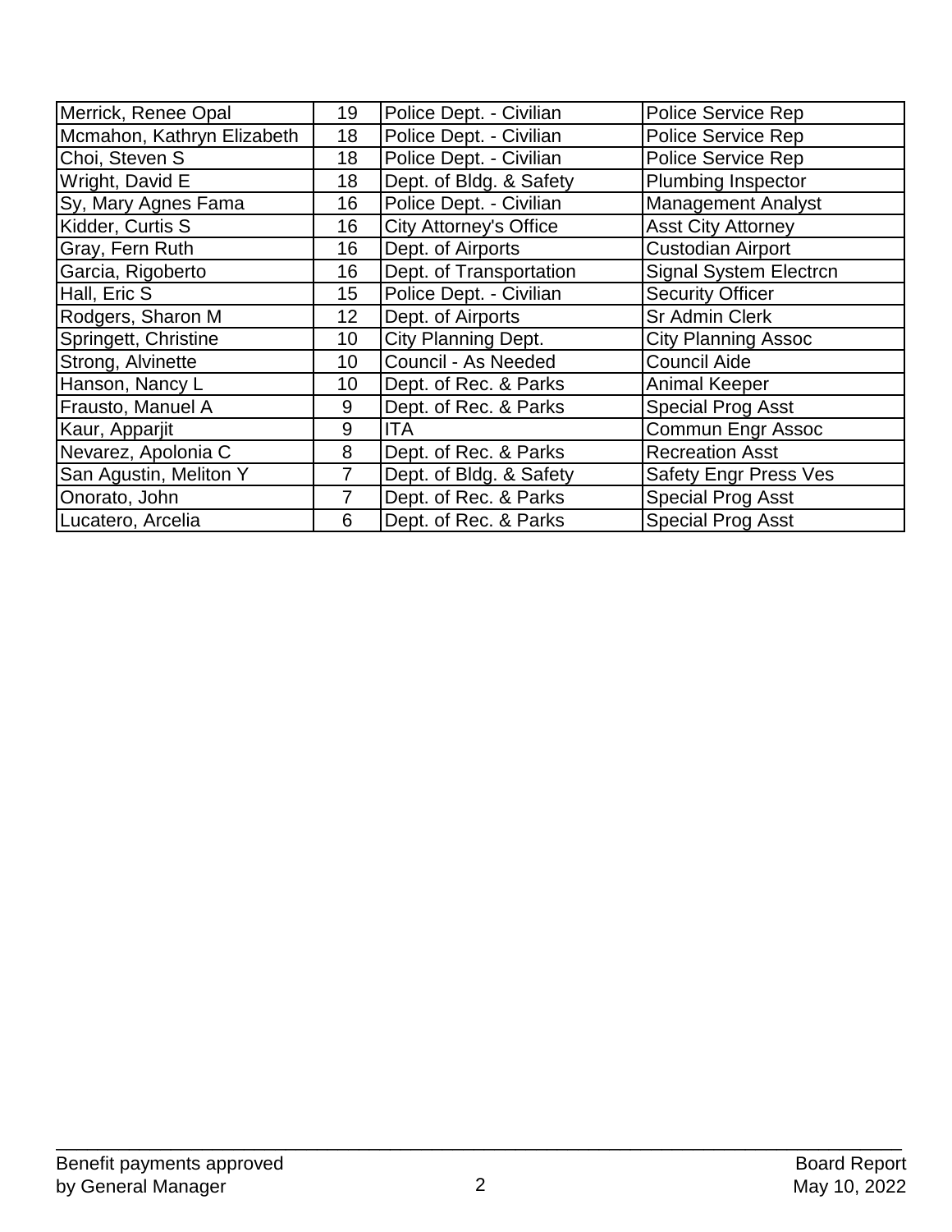| | | | |
|---|---|---|---|
| Merrick, Renee Opal | 19 | Police Dept. - Civilian | Police Service Rep |
| Mcmahon, Kathryn Elizabeth | 18 | Police Dept. - Civilian | Police Service Rep |
| Choi, Steven S | 18 | Police Dept. - Civilian | Police Service Rep |
| Wright, David E | 18 | Dept. of Bldg. & Safety | Plumbing Inspector |
| Sy, Mary Agnes Fama | 16 | Police Dept. - Civilian | Management Analyst |
| Kidder, Curtis S | 16 | City Attorney's Office | Asst City Attorney |
| Gray, Fern Ruth | 16 | Dept. of Airports | Custodian Airport |
| Garcia, Rigoberto | 16 | Dept. of Transportation | Signal System Electrcn |
| Hall, Eric S | 15 | Police Dept. - Civilian | Security Officer |
| Rodgers, Sharon M | 12 | Dept. of Airports | Sr Admin Clerk |
| Springett, Christine | 10 | City Planning Dept. | City Planning Assoc |
| Strong, Alvinette | 10 | Council - As Needed | Council Aide |
| Hanson, Nancy L | 10 | Dept. of Rec. & Parks | Animal Keeper |
| Frausto, Manuel A | 9 | Dept. of Rec. & Parks | Special Prog Asst |
| Kaur, Apparjit | 9 | ITA | Commun Engr Assoc |
| Nevarez, Apolonia C | 8 | Dept. of Rec. & Parks | Recreation Asst |
| San Agustin, Meliton Y | 7 | Dept. of Bldg. & Safety | Safety Engr Press Ves |
| Onorato, John | 7 | Dept. of Rec. & Parks | Special Prog Asst |
| Lucatero, Arcelia | 6 | Dept. of Rec. & Parks | Special Prog Asst |